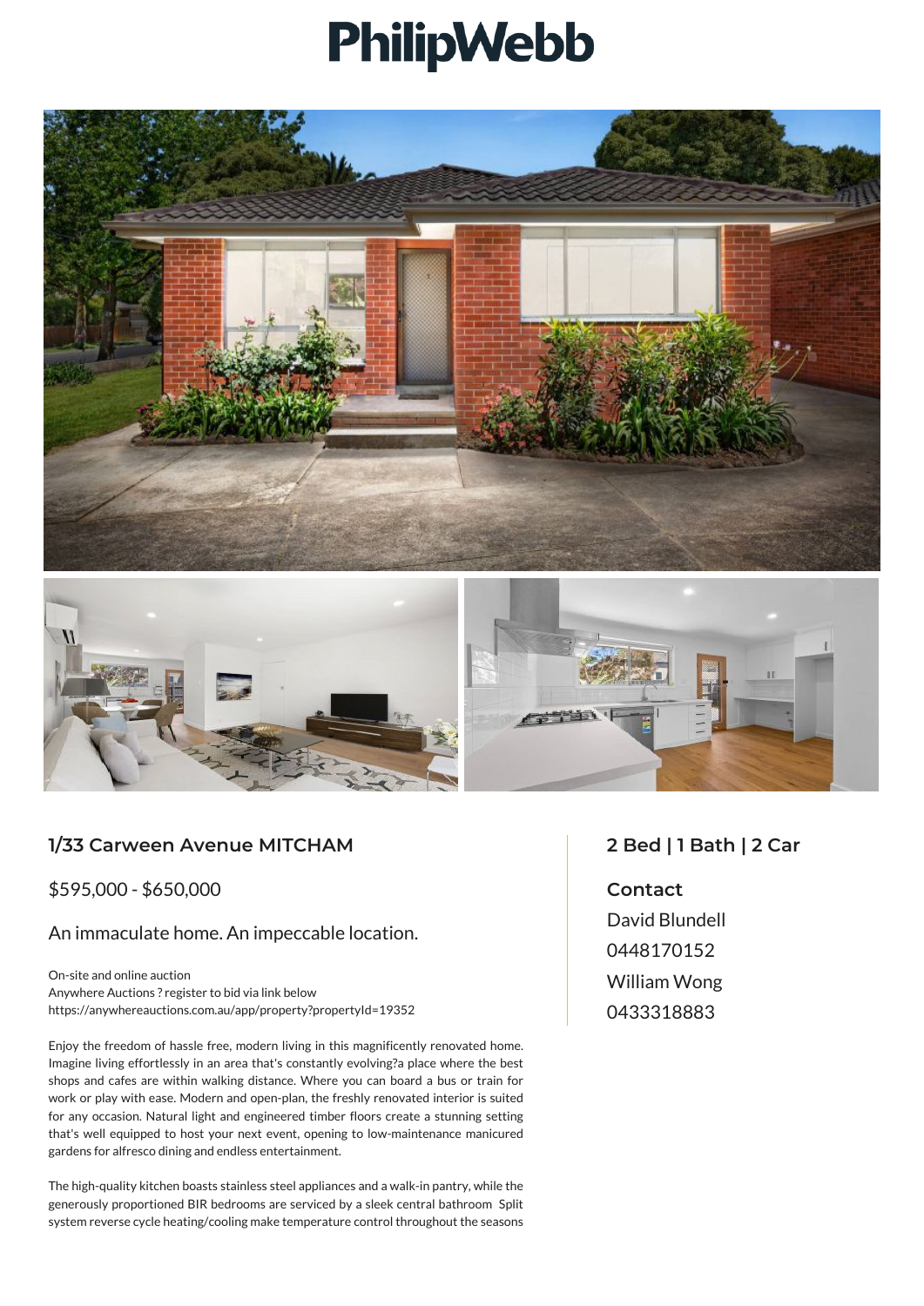# PhilipWebb

## 1/33 Carween Avenue MITCHAM

$595,000 - $650,000

An immaculate home. An impeccable location.

On-site and online auction
Anywhere Auctions ? register to bid via link below
https://anywhereauctions.com.au/app/property?propertyId=19352

Enjoy the freedom of hassle free, modern living in this magnificently renovated home. Imagine living effortlessly in an area that's constantly evolving?a place where the best shops and cafes are within walking distance. Where you can board a bus or train for work or play with ease. Modern and open-plan, the freshly renovated interior is suited for any occasion. Natural light and engineered timber floors create a stunning setting that's well equipped to host your next event, opening to low-maintenance manicured gardens for alfresco dining and endless entertainment.

The high-quality kitchen boasts stainless steel appliances and a walk-in pantry, while the generously proportioned BIR bedrooms are serviced by a sleek central bathroom Split system reverse cycle heating/cooling make temperature control throughout the seasons

## 2 Bed | 1 Bath | 2 Car

**Contact**

David Blundell
0448170152
William Wong
0433318883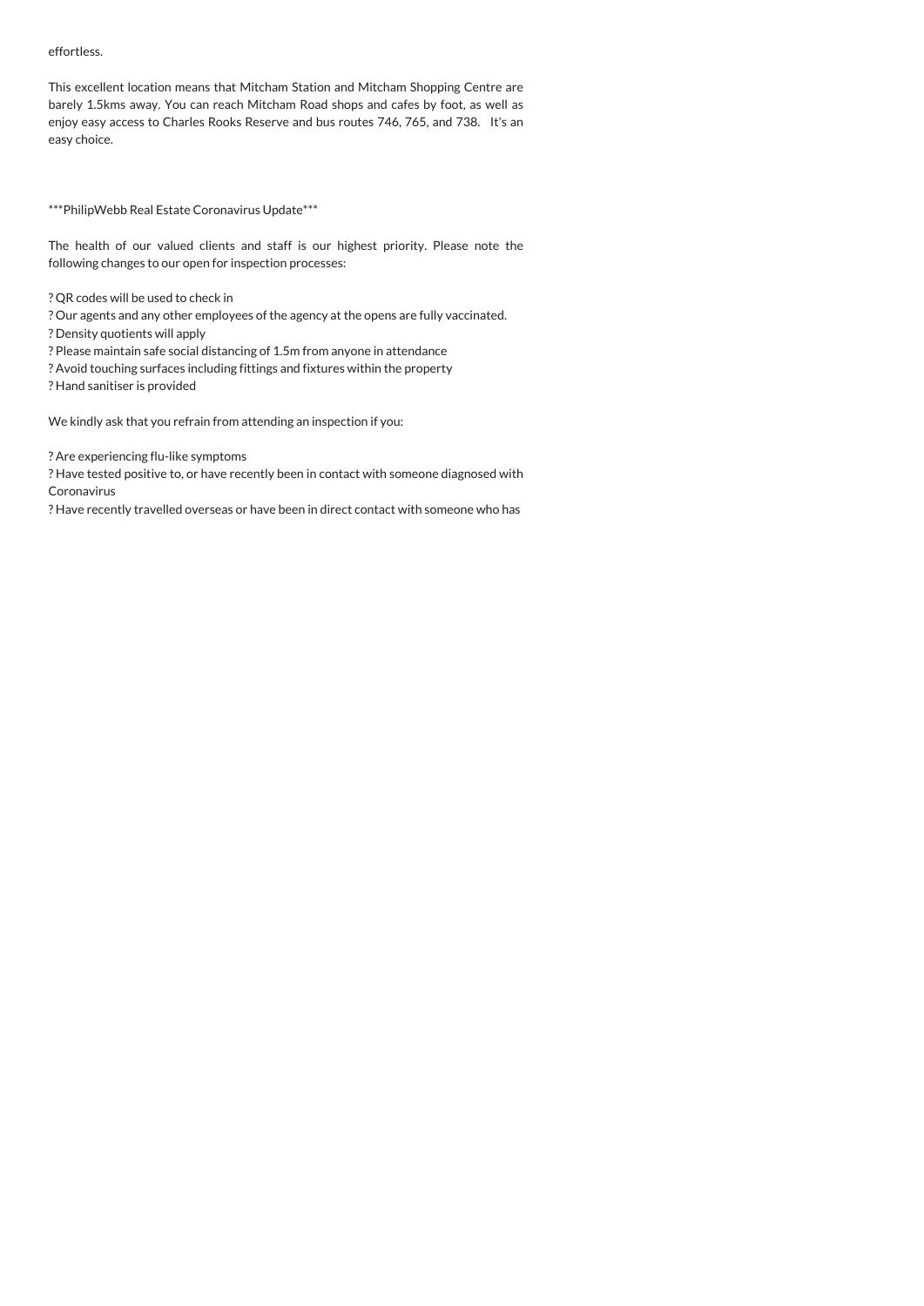effortless.

This excellent location means that Mitcham Station and Mitcham Shopping Centre are barely 1.5kms away. You can reach Mitcham Road shops and cafes by foot, as well as enjoy easy access to Charles Rooks Reserve and bus routes 746, 765, and 738.   It's an easy choice.

***PhilipWebb Real Estate Coronavirus Update***

The health of our valued clients and staff is our highest priority. Please note the following changes to our open for inspection processes:

? QR codes will be used to check in
? Our agents and any other employees of the agency at the opens are fully vaccinated.
? Density quotients will apply
? Please maintain safe social distancing of 1.5m from anyone in attendance
? Avoid touching surfaces including fittings and fixtures within the property
? Hand sanitiser is provided

We kindly ask that you refrain from attending an inspection if you:

? Are experiencing flu-like symptoms
? Have tested positive to, or have recently been in contact with someone diagnosed with Coronavirus
? Have recently travelled overseas or have been in direct contact with someone who has